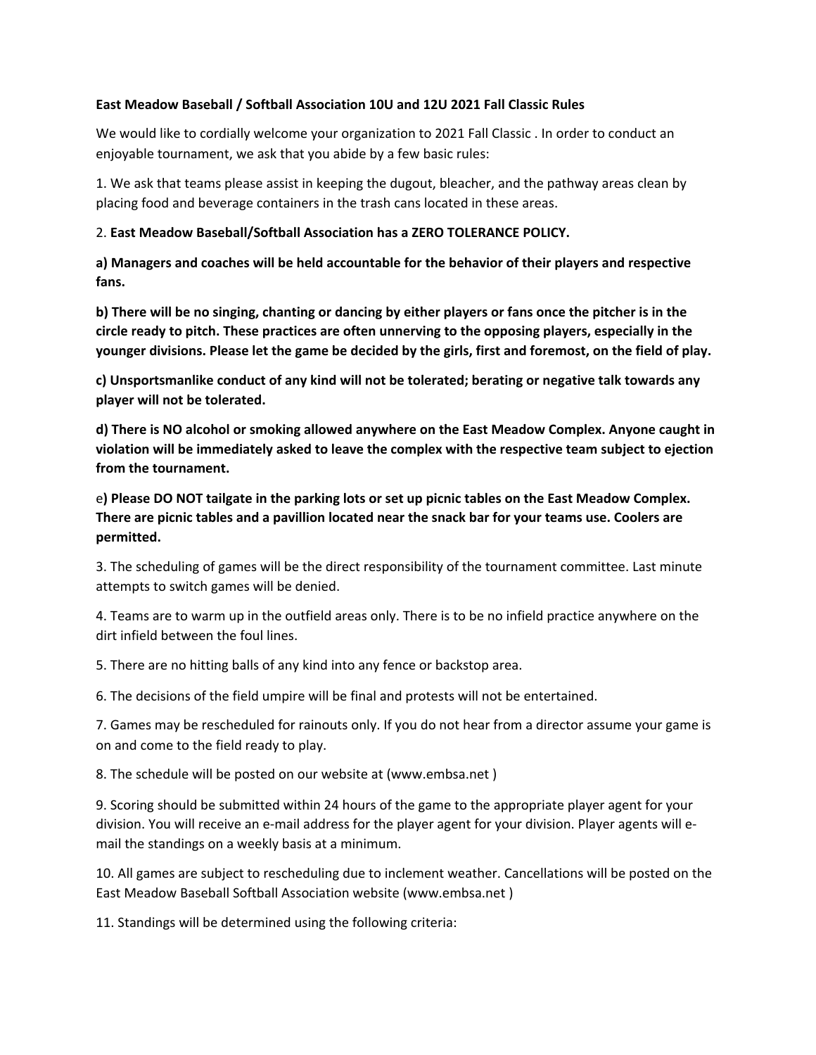**East Meadow Baseball / Softball Association 10U and 12U 2021 Fall Classic Rules**

We would like to cordially welcome your organization to 2021 Fall Classic . In order to conduct an enjoyable tournament, we ask that you abide by a few basic rules:

1. We ask that teams please assist in keeping the dugout, bleacher, and the pathway areas clean by placing food and beverage containers in the trash cans located in these areas.

2. **East Meadow Baseball/Softball Association has a ZERO TOLERANCE POLICY.**

**a) Managers and coaches will be held accountable for the behavior of their players and respective fans.**

**b) There will be no singing, chanting or dancing by either players or fans once the pitcher is in the circle ready to pitch. These practices are often unnerving to the opposing players, especially in the younger divisions. Please let the game be decided by the girls, first and foremost, on the field of play.**

**c) Unsportsmanlike conduct of any kind will not be tolerated; berating or negative talk towards any player will not be tolerated.**

**d) There is NO alcohol or smoking allowed anywhere on the East Meadow Complex. Anyone caught in violation will be immediately asked to leave the complex with the respective team subject to ejection from the tournament.**

e**) Please DO NOT tailgate in the parking lots or set up picnic tables on the East Meadow Complex. There are picnic tables and a pavillion located near the snack bar for your teams use. Coolers are permitted.**

3. The scheduling of games will be the direct responsibility of the tournament committee. Last minute attempts to switch games will be denied.

4. Teams are to warm up in the outfield areas only. There is to be no infield practice anywhere on the dirt infield between the foul lines.

5. There are no hitting balls of any kind into any fence or backstop area.

6. The decisions of the field umpire will be final and protests will not be entertained.

7. Games may be rescheduled for rainouts only. If you do not hear from a director assume your game is on and come to the field ready to play.

8. The schedule will be posted on our website at (www.embsa.net )

9. Scoring should be submitted within 24 hours of the game to the appropriate player agent for your division. You will receive an e-mail address for the player agent for your division. Player agents will e-mail the standings on a weekly basis at a minimum.

10. All games are subject to rescheduling due to inclement weather. Cancellations will be posted on the East Meadow Baseball Softball Association website (www.embsa.net )

11. Standings will be determined using the following criteria: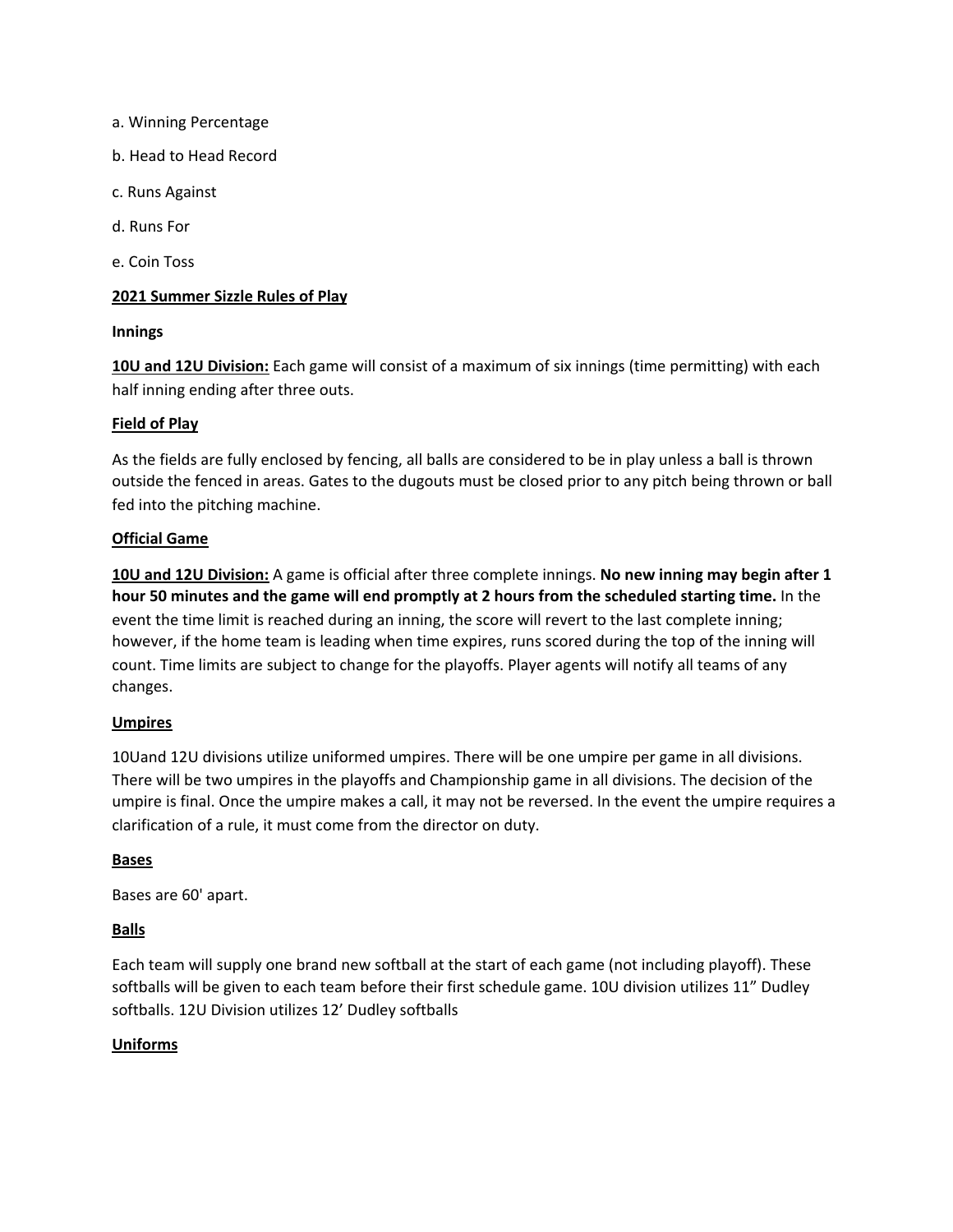a. Winning Percentage

b. Head to Head Record

c. Runs Against

d. Runs For

e. Coin Toss

**2021 Summer Sizzle Rules of Play**

**Innings**

**10U and 12U Division:** Each game will consist of a maximum of six innings (time permitting) with each half inning ending after three outs.

**Field of Play**

As the fields are fully enclosed by fencing, all balls are considered to be in play unless a ball is thrown outside the fenced in areas. Gates to the dugouts must be closed prior to any pitch being thrown or ball fed into the pitching machine.

**Official Game**

**10U and 12U Division:** A game is official after three complete innings. **No new inning may begin after 1 hour 50 minutes and the game will end promptly at 2 hours from the scheduled starting time.** In the event the time limit is reached during an inning, the score will revert to the last complete inning; however, if the home team is leading when time expires, runs scored during the top of the inning will count. Time limits are subject to change for the playoffs. Player agents will notify all teams of any changes.

**Umpires**

10Uand 12U divisions utilize uniformed umpires. There will be one umpire per game in all divisions. There will be two umpires in the playoffs and Championship game in all divisions. The decision of the umpire is final. Once the umpire makes a call, it may not be reversed. In the event the umpire requires a clarification of a rule, it must come from the director on duty.

**Bases**

Bases are 60' apart.

**Balls**

Each team will supply one brand new softball at the start of each game (not including playoff). These softballs will be given to each team before their first schedule game. 10U division utilizes 11" Dudley softballs. 12U Division utilizes 12' Dudley softballs

**Uniforms**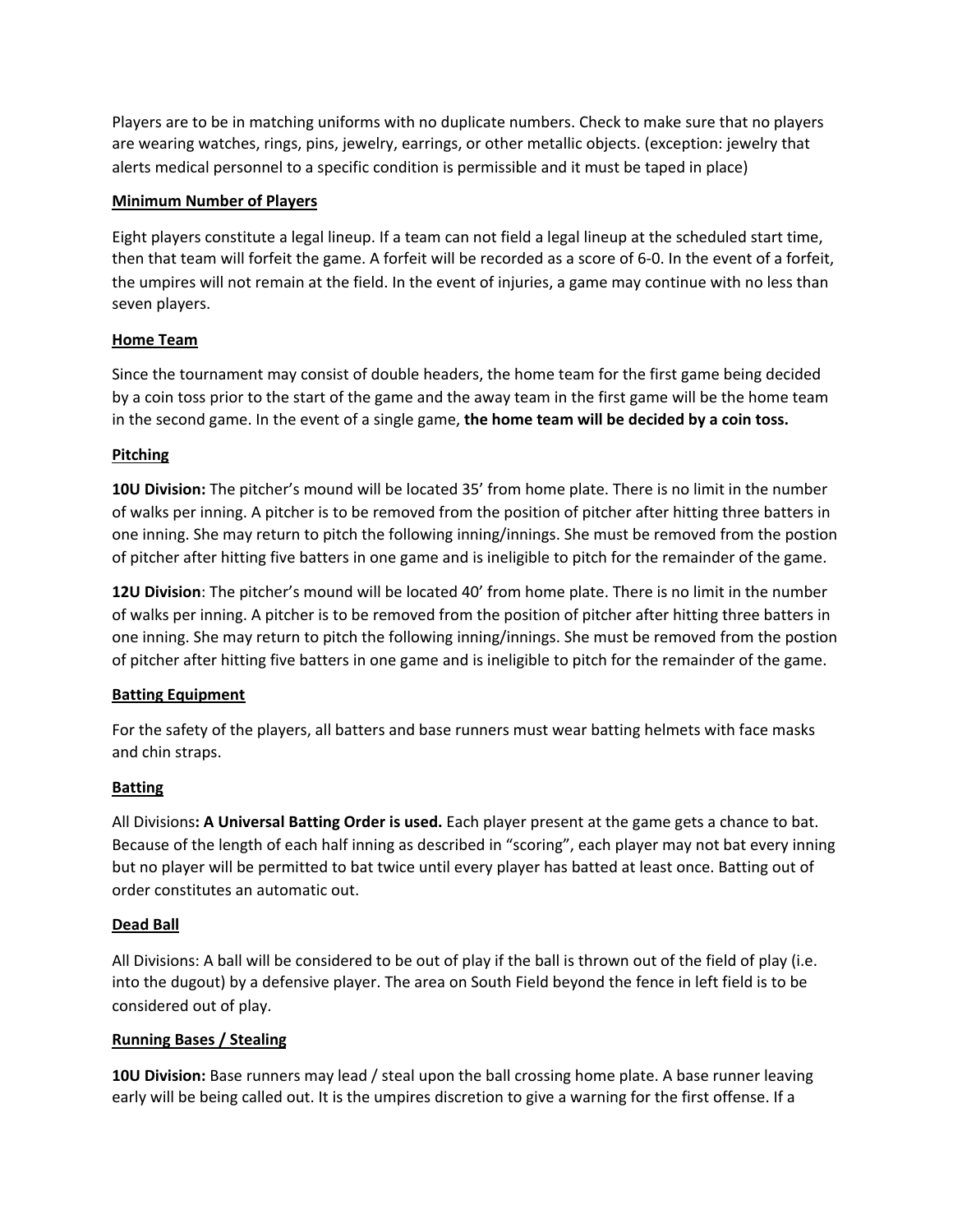Players are to be in matching uniforms with no duplicate numbers. Check to make sure that no players are wearing watches, rings, pins, jewelry, earrings, or other metallic objects. (exception: jewelry that alerts medical personnel to a specific condition is permissible and it must be taped in place)

**Minimum Number of Players**

Eight players constitute a legal lineup. If a team can not field a legal lineup at the scheduled start time, then that team will forfeit the game. A forfeit will be recorded as a score of 6-0. In the event of a forfeit, the umpires will not remain at the field. In the event of injuries, a game may continue with no less than seven players.

**Home Team**

Since the tournament may consist of double headers, the home team for the first game being decided by a coin toss prior to the start of the game and the away team in the first game will be the home team in the second game. In the event of a single game, **the home team will be decided by a coin toss.**

**Pitching**

**10U Division:** The pitcher's mound will be located 35' from home plate. There is no limit in the number of walks per inning. A pitcher is to be removed from the position of pitcher after hitting three batters in one inning. She may return to pitch the following inning/innings. She must be removed from the postion of pitcher after hitting five batters in one game and is ineligible to pitch for the remainder of the game.

**12U Division**: The pitcher's mound will be located 40' from home plate. There is no limit in the number of walks per inning. A pitcher is to be removed from the position of pitcher after hitting three batters in one inning. She may return to pitch the following inning/innings. She must be removed from the postion of pitcher after hitting five batters in one game and is ineligible to pitch for the remainder of the game.

**Batting Equipment**

For the safety of the players, all batters and base runners must wear batting helmets with face masks and chin straps.

**Batting**

All Divisions**: A Universal Batting Order is used.** Each player present at the game gets a chance to bat. Because of the length of each half inning as described in "scoring", each player may not bat every inning but no player will be permitted to bat twice until every player has batted at least once. Batting out of order constitutes an automatic out.

**Dead Ball**

All Divisions: A ball will be considered to be out of play if the ball is thrown out of the field of play (i.e. into the dugout) by a defensive player. The area on South Field beyond the fence in left field is to be considered out of play.

**Running Bases / Stealing**

**10U Division:** Base runners may lead / steal upon the ball crossing home plate. A base runner leaving early will be being called out. It is the umpires discretion to give a warning for the first offense. If a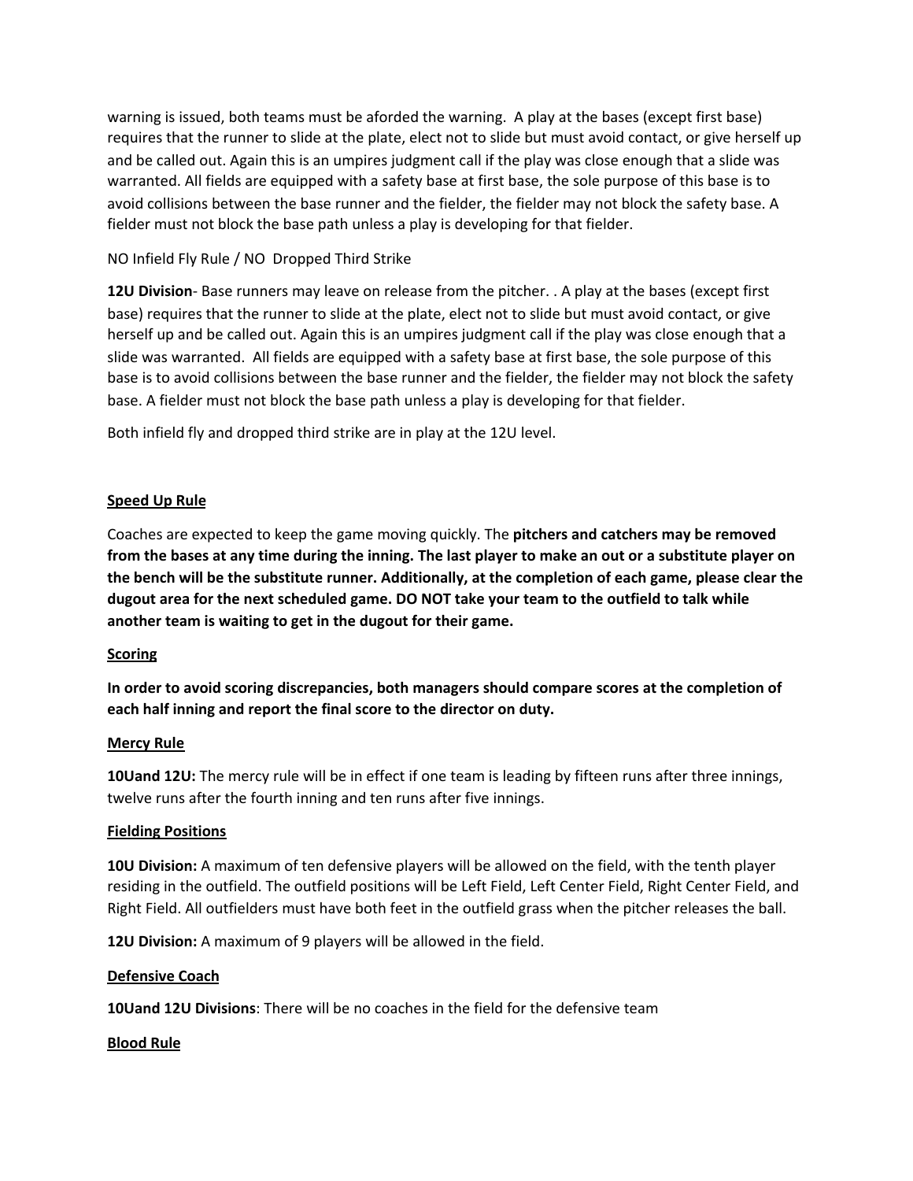warning is issued, both teams must be aforded the warning.  A play at the bases (except first base) requires that the runner to slide at the plate, elect not to slide but must avoid contact, or give herself up and be called out. Again this is an umpires judgment call if the play was close enough that a slide was warranted. All fields are equipped with a safety base at first base, the sole purpose of this base is to avoid collisions between the base runner and the fielder, the fielder may not block the safety base. A fielder must not block the base path unless a play is developing for that fielder.

NO Infield Fly Rule / NO  Dropped Third Strike

**12U Division**- Base runners may leave on release from the pitcher. . A play at the bases (except first base) requires that the runner to slide at the plate, elect not to slide but must avoid contact, or give herself up and be called out. Again this is an umpires judgment call if the play was close enough that a slide was warranted.  All fields are equipped with a safety base at first base, the sole purpose of this base is to avoid collisions between the base runner and the fielder, the fielder may not block the safety base. A fielder must not block the base path unless a play is developing for that fielder.

Both infield fly and dropped third strike are in play at the 12U level.

**<u>Speed Up Rule</u>**

Coaches are expected to keep the game moving quickly. The **pitchers and catchers may be removed from the bases at any time during the inning. The last player to make an out or a substitute player on the bench will be the substitute runner. Additionally, at the completion of each game, please clear the dugout area for the next scheduled game. DO NOT take your team to the outfield to talk while another team is waiting to get in the dugout for their game.**

**<u>Scoring</u>**

**In order to avoid scoring discrepancies, both managers should compare scores at the completion of each half inning and report the final score to the director on duty.**

**<u>Mercy Rule</u>**

**10Uand 12U:** The mercy rule will be in effect if one team is leading by fifteen runs after three innings, twelve runs after the fourth inning and ten runs after five innings.

**<u>Fielding Positions</u>**

**10U Division:** A maximum of ten defensive players will be allowed on the field, with the tenth player residing in the outfield. The outfield positions will be Left Field, Left Center Field, Right Center Field, and Right Field. All outfielders must have both feet in the outfield grass when the pitcher releases the ball.

**12U Division:** A maximum of 9 players will be allowed in the field.

**<u>Defensive Coach</u>**

**10Uand 12U Divisions**: There will be no coaches in the field for the defensive team

**<u>Blood Rule</u>**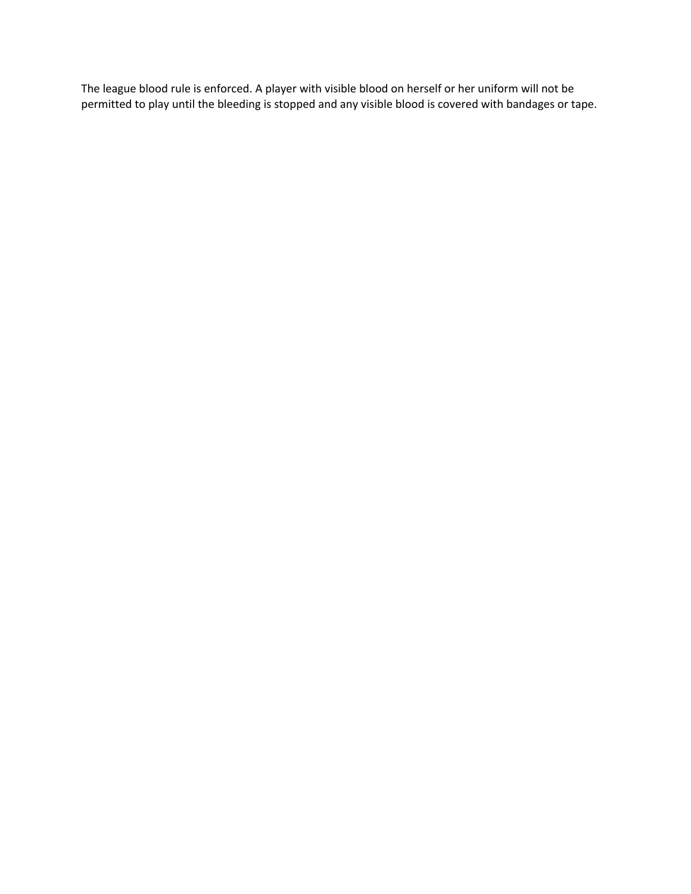The league blood rule is enforced. A player with visible blood on herself or her uniform will not be permitted to play until the bleeding is stopped and any visible blood is covered with bandages or tape.